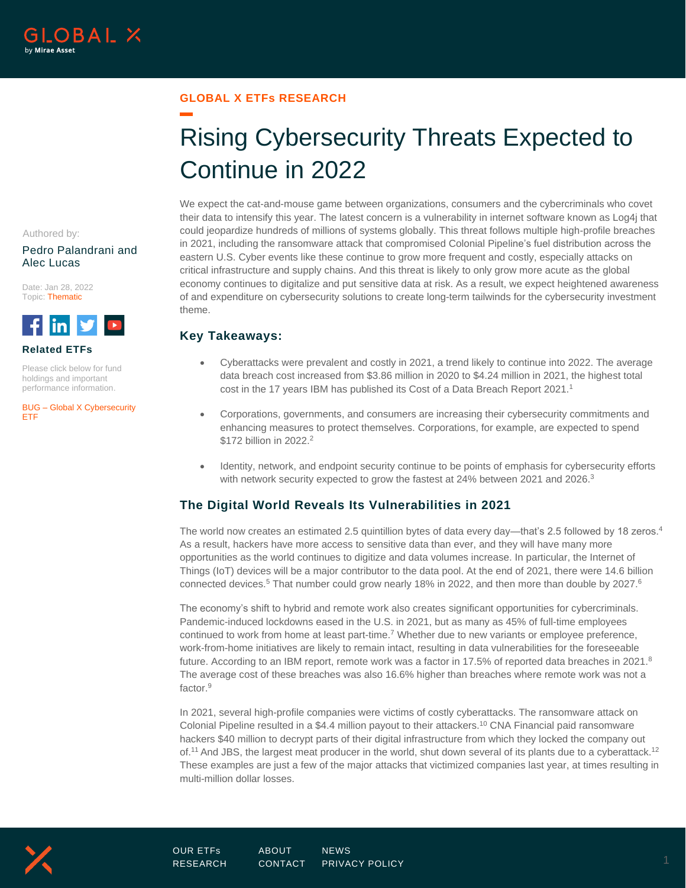GLOBAL X ETFs RESEARCH

# Rising Cybersecurity Threats Expected to Continue in 2022

Authored by:

Pedro Palandrani and Alec Lucas

Date: Jan 28, 2022
Topic: Thematic

**Related ETFs**

Please click below for fund holdings and important performance information.

BUG – Global X Cybersecurity ETF

We expect the cat-and-mouse game between organizations, consumers and the cybercriminals who covet their data to intensify this year. The latest concern is a vulnerability in internet software known as Log4j that could jeopardize hundreds of millions of systems globally. This threat follows multiple high-profile breaches in 2021, including the ransomware attack that compromised Colonial Pipeline's fuel distribution across the eastern U.S. Cyber events like these continue to grow more frequent and costly, especially attacks on critical infrastructure and supply chains. And this threat is likely to only grow more acute as the global economy continues to digitalize and put sensitive data at risk. As a result, we expect heightened awareness of and expenditure on cybersecurity solutions to create long-term tailwinds for the cybersecurity investment theme.

## Key Takeaways:

- Cyberattacks were prevalent and costly in 2021, a trend likely to continue into 2022. The average data breach cost increased from $3.86 million in 2020 to $4.24 million in 2021, the highest total cost in the 17 years IBM has published its Cost of a Data Breach Report 2021.[1]
- Corporations, governments, and consumers are increasing their cybersecurity commitments and enhancing measures to protect themselves. Corporations, for example, are expected to spend $172 billion in 2022.[2]
- Identity, network, and endpoint security continue to be points of emphasis for cybersecurity efforts with network security expected to grow the fastest at 24% between 2021 and 2026.[3]

## The Digital World Reveals Its Vulnerabilities in 2021

The world now creates an estimated 2.5 quintillion bytes of data every day—that's 2.5 followed by 18 zeros.[4] As a result, hackers have more access to sensitive data than ever, and they will have many more opportunities as the world continues to digitize and data volumes increase. In particular, the Internet of Things (IoT) devices will be a major contributor to the data pool. At the end of 2021, there were 14.6 billion connected devices.[5] That number could grow nearly 18% in 2022, and then more than double by 2027.[6]

The economy's shift to hybrid and remote work also creates significant opportunities for cybercriminals. Pandemic-induced lockdowns eased in the U.S. in 2021, but as many as 45% of full-time employees continued to work from home at least part-time.[7] Whether due to new variants or employee preference, work-from-home initiatives are likely to remain intact, resulting in data vulnerabilities for the foreseeable future. According to an IBM report, remote work was a factor in 17.5% of reported data breaches in 2021.[8] The average cost of these breaches was also 16.6% higher than breaches where remote work was not a factor.[9]

In 2021, several high-profile companies were victims of costly cyberattacks. The ransomware attack on Colonial Pipeline resulted in a $4.4 million payout to their attackers.[10] CNA Financial paid ransomware hackers $40 million to decrypt parts of their digital infrastructure from which they locked the company out of.[11] And JBS, the largest meat producer in the world, shut down several of its plants due to a cyberattack.[12] These examples are just a few of the major attacks that victimized companies last year, at times resulting in multi-million dollar losses.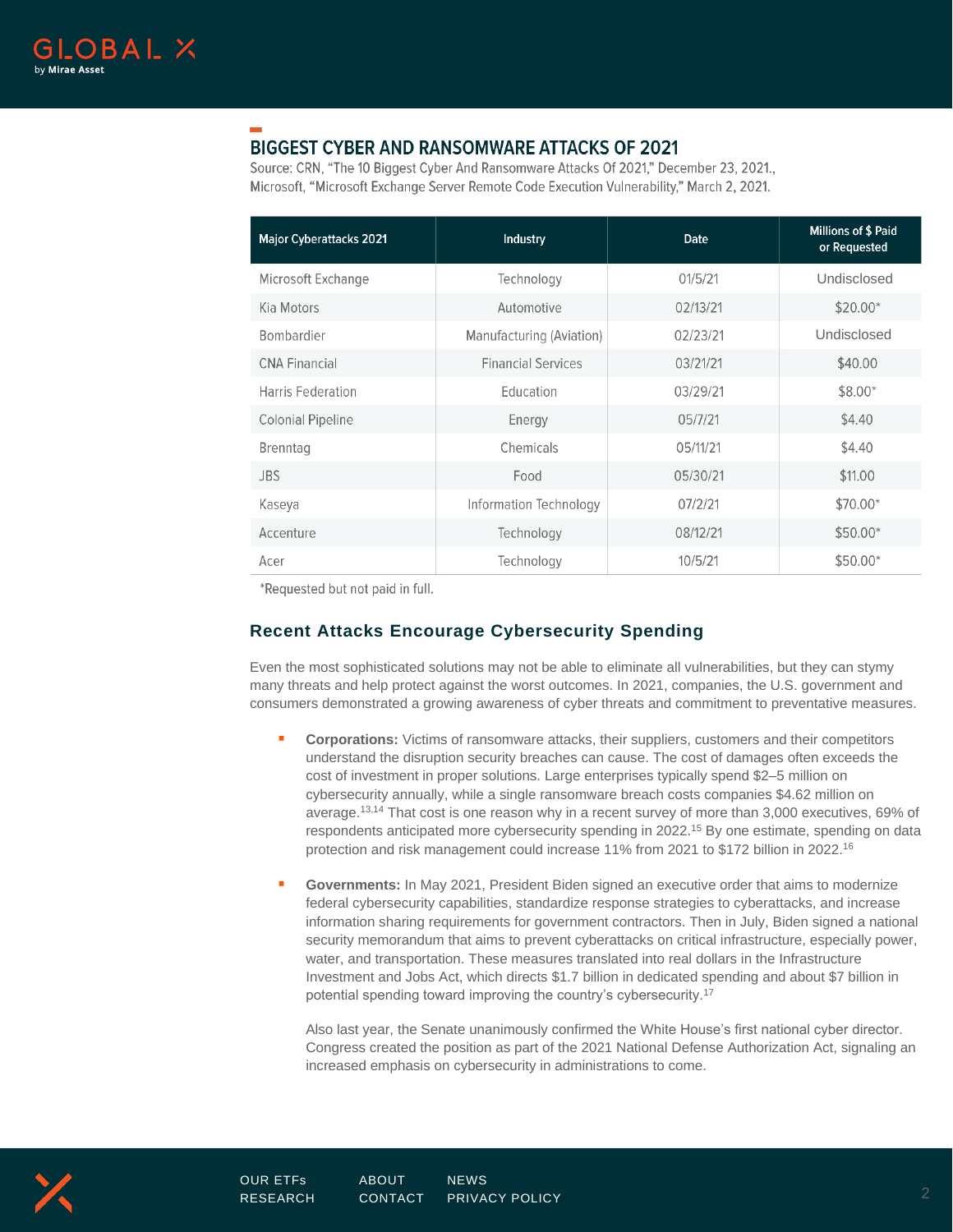## BIGGEST CYBER AND RANSOMWARE ATTACKS OF 2021

Source: CRN, "The 10 Biggest Cyber And Ransomware Attacks Of 2021," December 23, 2021., Microsoft, "Microsoft Exchange Server Remote Code Execution Vulnerability," March 2, 2021.

| Major Cyberattacks 2021 | Industry | Date | Millions of $ Paid or Requested |
|---|---|---|---|
| Microsoft Exchange | Technology | 01/5/21 | Undisclosed |
| Kia Motors | Automotive | 02/13/21 | $20.00* |
| Bombardier | Manufacturing (Aviation) | 02/23/21 | Undisclosed |
| CNA Financial | Financial Services | 03/21/21 | $40.00 |
| Harris Federation | Education | 03/29/21 | $8.00* |
| Colonial Pipeline | Energy | 05/7/21 | $4.40 |
| Brenntag | Chemicals | 05/11/21 | $4.40 |
| JBS | Food | 05/30/21 | $11.00 |
| Kaseya | Information Technology | 07/2/21 | $70.00* |
| Accenture | Technology | 08/12/21 | $50.00* |
| Acer | Technology | 10/5/21 | $50.00* |

*Requested but not paid in full.

### Recent Attacks Encourage Cybersecurity Spending

Even the most sophisticated solutions may not be able to eliminate all vulnerabilities, but they can stymy many threats and help protect against the worst outcomes. In 2021, companies, the U.S. government and consumers demonstrated a growing awareness of cyber threats and commitment to preventative measures.

- **Corporations:** Victims of ransomware attacks, their suppliers, customers and their competitors understand the disruption security breaches can cause. The cost of damages often exceeds the cost of investment in proper solutions. Large enterprises typically spend $2–5 million on cybersecurity annually, while a single ransomware breach costs companies $4.62 million on average.[13,14] That cost is one reason why in a recent survey of more than 3,000 executives, 69% of respondents anticipated more cybersecurity spending in 2022.[15] By one estimate, spending on data protection and risk management could increase 11% from 2021 to $172 billion in 2022.[16]

- **Governments:** In May 2021, President Biden signed an executive order that aims to modernize federal cybersecurity capabilities, standardize response strategies to cyberattacks, and increase information sharing requirements for government contractors. Then in July, Biden signed a national security memorandum that aims to prevent cyberattacks on critical infrastructure, especially power, water, and transportation. These measures translated into real dollars in the Infrastructure Investment and Jobs Act, which directs $1.7 billion in dedicated spending and about $7 billion in potential spending toward improving the country's cybersecurity.[17]

  Also last year, the Senate unanimously confirmed the White House's first national cyber director. Congress created the position as part of the 2021 National Defense Authorization Act, signaling an increased emphasis on cybersecurity in administrations to come.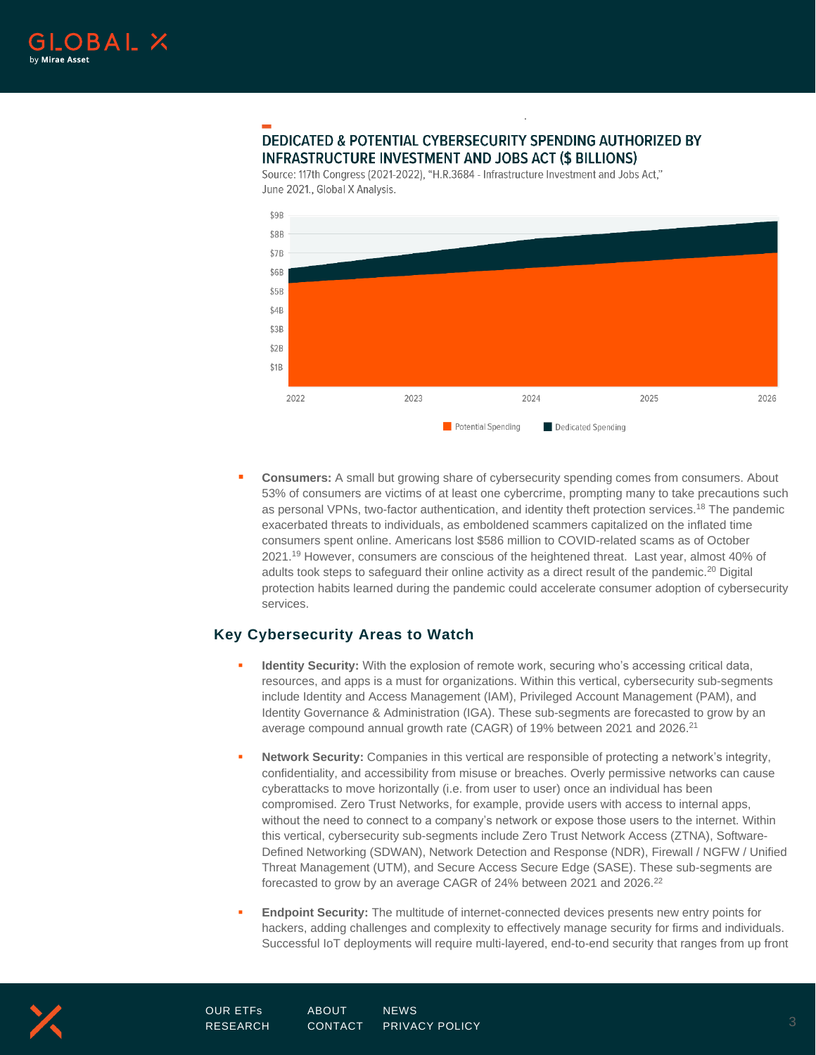**DEDICATED & POTENTIAL CYBERSECURITY SPENDING AUTHORIZED BY INFRASTRUCTURE INVESTMENT AND JOBS ACT ($ BILLIONS)**

Source: 117th Congress (2021-2022), "H.R.3684 - Infrastructure Investment and Jobs Act," June 2021., Global X Analysis.

- **Consumers:** A small but growing share of cybersecurity spending comes from consumers. About 53% of consumers are victims of at least one cybercrime, prompting many to take precautions such as personal VPNs, two-factor authentication, and identity theft protection services.[18] The pandemic exacerbated threats to individuals, as emboldened scammers capitalized on the inflated time consumers spent online. Americans lost $586 million to COVID-related scams as of October 2021.[19] However, consumers are conscious of the heightened threat. Last year, almost 40% of adults took steps to safeguard their online activity as a direct result of the pandemic.[20] Digital protection habits learned during the pandemic could accelerate consumer adoption of cybersecurity services.

## Key Cybersecurity Areas to Watch

- **Identity Security:** With the explosion of remote work, securing who's accessing critical data, resources, and apps is a must for organizations. Within this vertical, cybersecurity sub-segments include Identity and Access Management (IAM), Privileged Account Management (PAM), and Identity Governance & Administration (IGA). These sub-segments are forecasted to grow by an average compound annual growth rate (CAGR) of 19% between 2021 and 2026.[21]

- **Network Security:** Companies in this vertical are responsible of protecting a network's integrity, confidentiality, and accessibility from misuse or breaches. Overly permissive networks can cause cyberattacks to move horizontally (i.e. from user to user) once an individual has been compromised. Zero Trust Networks, for example, provide users with access to internal apps, without the need to connect to a company's network or expose those users to the internet. Within this vertical, cybersecurity sub-segments include Zero Trust Network Access (ZTNA), Software-Defined Networking (SDWAN), Network Detection and Response (NDR), Firewall / NGFW / Unified Threat Management (UTM), and Secure Access Secure Edge (SASE). These sub-segments are forecasted to grow by an average CAGR of 24% between 2021 and 2026.[22]

- **Endpoint Security:** The multitude of internet-connected devices presents new entry points for hackers, adding challenges and complexity to effectively manage security for firms and individuals. Successful IoT deployments will require multi-layered, end-to-end security that ranges from up front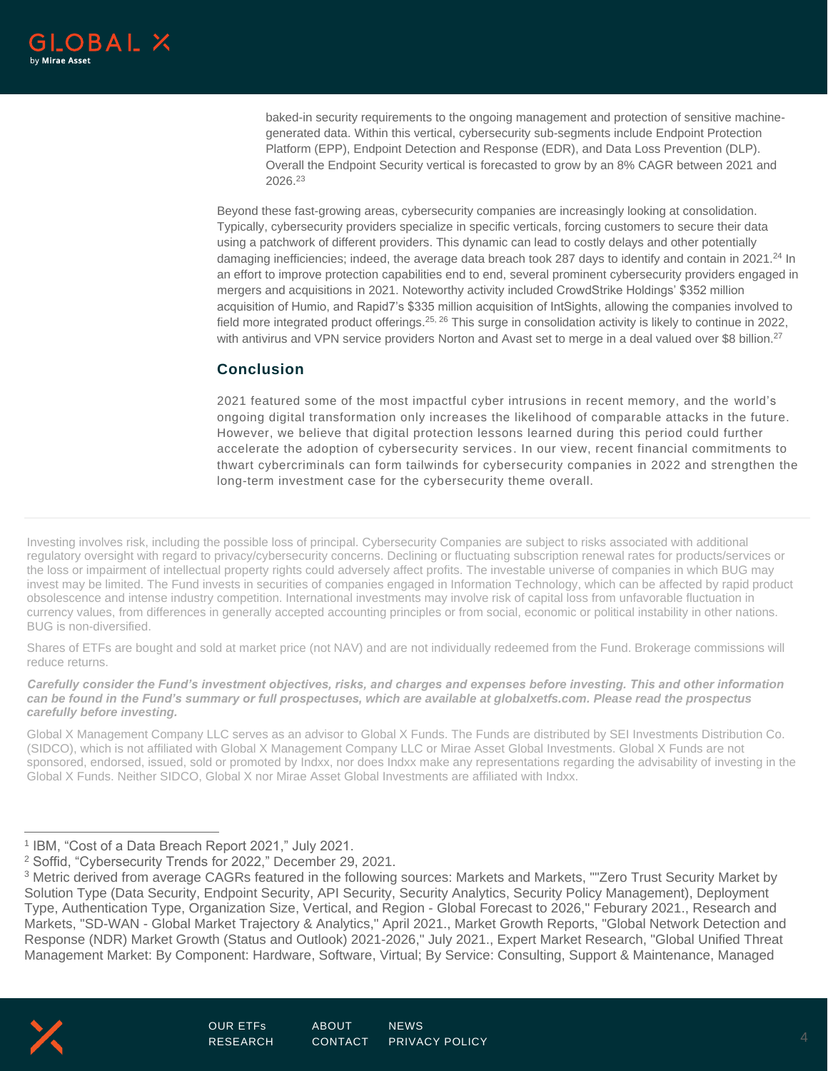baked-in security requirements to the ongoing management and protection of sensitive machine-generated data. Within this vertical, cybersecurity sub-segments include Endpoint Protection Platform (EPP), Endpoint Detection and Response (EDR), and Data Loss Prevention (DLP). Overall the Endpoint Security vertical is forecasted to grow by an 8% CAGR between 2021 and 2026.[23]

Beyond these fast-growing areas, cybersecurity companies are increasingly looking at consolidation. Typically, cybersecurity providers specialize in specific verticals, forcing customers to secure their data using a patchwork of different providers. This dynamic can lead to costly delays and other potentially damaging inefficiencies; indeed, the average data breach took 287 days to identify and contain in 2021.[24] In an effort to improve protection capabilities end to end, several prominent cybersecurity providers engaged in mergers and acquisitions in 2021. Noteworthy activity included CrowdStrike Holdings' $352 million acquisition of Humio, and Rapid7's $335 million acquisition of IntSights, allowing the companies involved to field more integrated product offerings.[25, 26] This surge in consolidation activity is likely to continue in 2022, with antivirus and VPN service providers Norton and Avast set to merge in a deal valued over $8 billion.[27]

## Conclusion

2021 featured some of the most impactful cyber intrusions in recent memory, and the world's ongoing digital transformation only increases the likelihood of comparable attacks in the future. However, we believe that digital protection lessons learned during this period could further accelerate the adoption of cybersecurity services. In our view, recent financial commitments to thwart cybercriminals can form tailwinds for cybersecurity companies in 2022 and strengthen the long-term investment case for the cybersecurity theme overall.

---

Investing involves risk, including the possible loss of principal. Cybersecurity Companies are subject to risks associated with additional regulatory oversight with regard to privacy/cybersecurity concerns. Declining or fluctuating subscription renewal rates for products/services or the loss or impairment of intellectual property rights could adversely affect profits. The investable universe of companies in which BUG may invest may be limited. The Fund invests in securities of companies engaged in Information Technology, which can be affected by rapid product obsolescence and intense industry competition. International investments may involve risk of capital loss from unfavorable fluctuation in currency values, from differences in generally accepted accounting principles or from social, economic or political instability in other nations. BUG is non-diversified.

Shares of ETFs are bought and sold at market price (not NAV) and are not individually redeemed from the Fund. Brokerage commissions will reduce returns.

***Carefully consider the Fund's investment objectives, risks, and charges and expenses before investing. This and other information can be found in the Fund's summary or full prospectuses, which are available at globalxetfs.com. Please read the prospectus carefully before investing.***

Global X Management Company LLC serves as an advisor to Global X Funds. The Funds are distributed by SEI Investments Distribution Co. (SIDCO), which is not affiliated with Global X Management Company LLC or Mirae Asset Global Investments. Global X Funds are not sponsored, endorsed, issued, sold or promoted by Indxx, nor does Indxx make any representations regarding the advisability of investing in the Global X Funds. Neither SIDCO, Global X nor Mirae Asset Global Investments are affiliated with Indxx.

---

[1] IBM, "Cost of a Data Breach Report 2021," July 2021.
[2] Soffid, "Cybersecurity Trends for 2022," December 29, 2021.
[3] Metric derived from average CAGRs featured in the following sources: Markets and Markets, ""Zero Trust Security Market by Solution Type (Data Security, Endpoint Security, API Security, Security Analytics, Security Policy Management), Deployment Type, Authentication Type, Organization Size, Vertical, and Region - Global Forecast to 2026," Feburary 2021., Research and Markets, "SD-WAN - Global Market Trajectory & Analytics," April 2021., Market Growth Reports, "Global Network Detection and Response (NDR) Market Growth (Status and Outlook) 2021-2026," July 2021., Expert Market Research, "Global Unified Threat Management Market: By Component: Hardware, Software, Virtual; By Service: Consulting, Support & Maintenance, Managed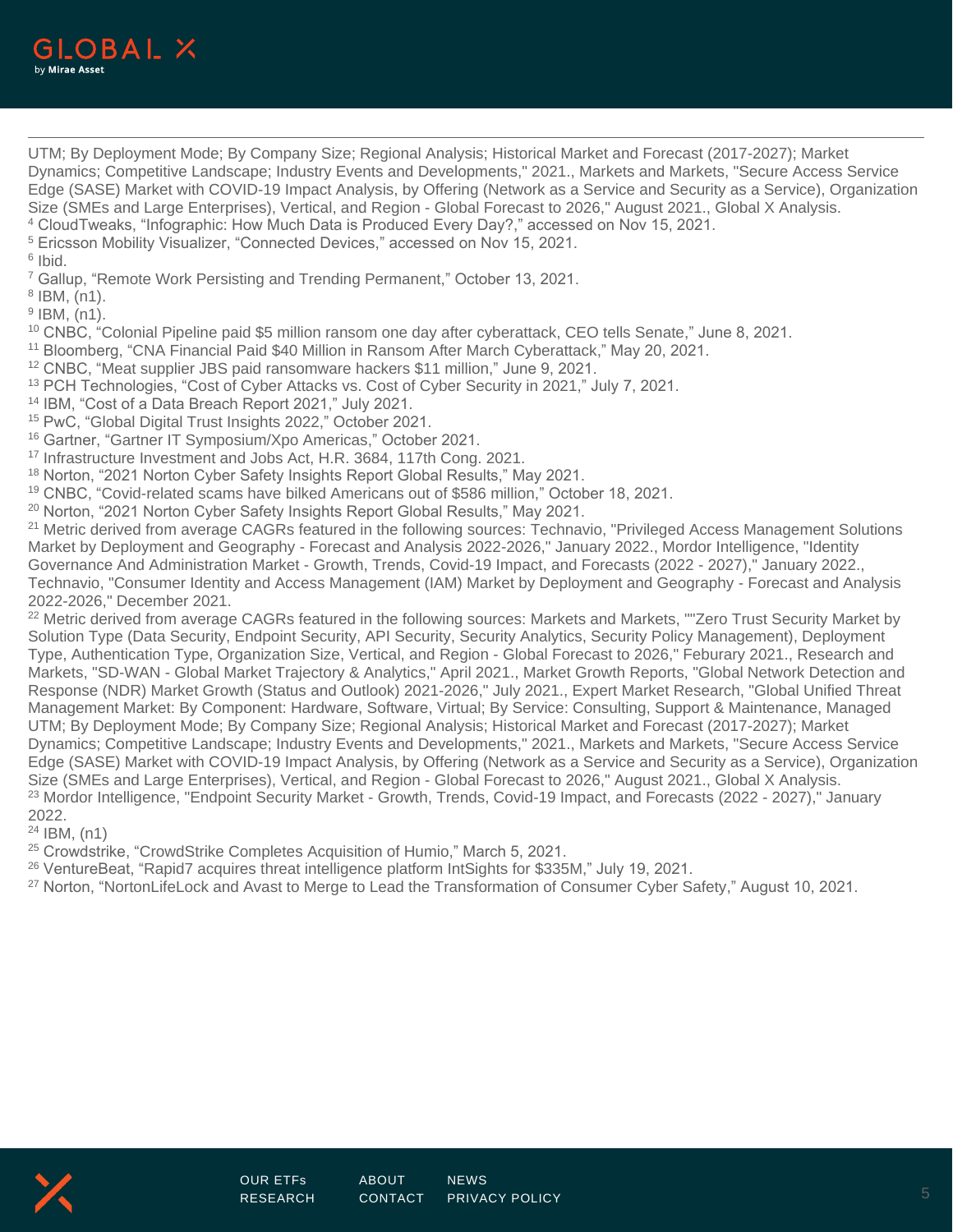UTM; By Deployment Mode; By Company Size; Regional Analysis; Historical Market and Forecast (2017-2027); Market Dynamics; Competitive Landscape; Industry Events and Developments," 2021., Markets and Markets, "Secure Access Service Edge (SASE) Market with COVID-19 Impact Analysis, by Offering (Network as a Service and Security as a Service), Organization Size (SMEs and Large Enterprises), Vertical, and Region - Global Forecast to 2026," August 2021., Global X Analysis.

[4] CloudTweaks, "Infographic: How Much Data is Produced Every Day?," accessed on Nov 15, 2021.
[5] Ericsson Mobility Visualizer, "Connected Devices," accessed on Nov 15, 2021.
[6] Ibid.
[7] Gallup, "Remote Work Persisting and Trending Permanent," October 13, 2021.
[8] IBM, (n1).
[9] IBM, (n1).
[10] CNBC, "Colonial Pipeline paid $5 million ransom one day after cyberattack, CEO tells Senate," June 8, 2021.
[11] Bloomberg, "CNA Financial Paid $40 Million in Ransom After March Cyberattack," May 20, 2021.
[12] CNBC, "Meat supplier JBS paid ransomware hackers $11 million," June 9, 2021.
[13] PCH Technologies, "Cost of Cyber Attacks vs. Cost of Cyber Security in 2021," July 7, 2021.
[14] IBM, "Cost of a Data Breach Report 2021," July 2021.
[15] PwC, "Global Digital Trust Insights 2022," October 2021.
[16] Gartner, "Gartner IT Symposium/Xpo Americas," October 2021.
[17] Infrastructure Investment and Jobs Act, H.R. 3684, 117th Cong. 2021.
[18] Norton, "2021 Norton Cyber Safety Insights Report Global Results," May 2021.
[19] CNBC, "Covid-related scams have bilked Americans out of $586 million," October 18, 2021.
[20] Norton, "2021 Norton Cyber Safety Insights Report Global Results," May 2021.
[21] Metric derived from average CAGRs featured in the following sources: Technavio, "Privileged Access Management Solutions Market by Deployment and Geography - Forecast and Analysis 2022-2026," January 2022., Mordor Intelligence, "Identity Governance And Administration Market - Growth, Trends, Covid-19 Impact, and Forecasts (2022 - 2027)," January 2022., Technavio, "Consumer Identity and Access Management (IAM) Market by Deployment and Geography - Forecast and Analysis 2022-2026," December 2021.
[22] Metric derived from average CAGRs featured in the following sources: Markets and Markets, ""Zero Trust Security Market by Solution Type (Data Security, Endpoint Security, API Security, Security Analytics, Security Policy Management), Deployment Type, Authentication Type, Organization Size, Vertical, and Region - Global Forecast to 2026," Feburary 2021., Research and Markets, "SD-WAN - Global Market Trajectory & Analytics," April 2021., Market Growth Reports, "Global Network Detection and Response (NDR) Market Growth (Status and Outlook) 2021-2026," July 2021., Expert Market Research, "Global Unified Threat Management Market: By Component: Hardware, Software, Virtual; By Service: Consulting, Support & Maintenance, Managed UTM; By Deployment Mode; By Company Size; Regional Analysis; Historical Market and Forecast (2017-2027); Market Dynamics; Competitive Landscape; Industry Events and Developments," 2021., Markets and Markets, "Secure Access Service Edge (SASE) Market with COVID-19 Impact Analysis, by Offering (Network as a Service and Security as a Service), Organization Size (SMEs and Large Enterprises), Vertical, and Region - Global Forecast to 2026," August 2021., Global X Analysis.
[23] Mordor Intelligence, "Endpoint Security Market - Growth, Trends, Covid-19 Impact, and Forecasts (2022 - 2027)," January 2022.
[24] IBM, (n1)
[25] Crowdstrike, "CrowdStrike Completes Acquisition of Humio," March 5, 2021.
[26] VentureBeat, "Rapid7 acquires threat intelligence platform IntSights for $335M," July 19, 2021.
[27] Norton, "NortonLifeLock and Avast to Merge to Lead the Transformation of Consumer Cyber Safety," August 10, 2021.